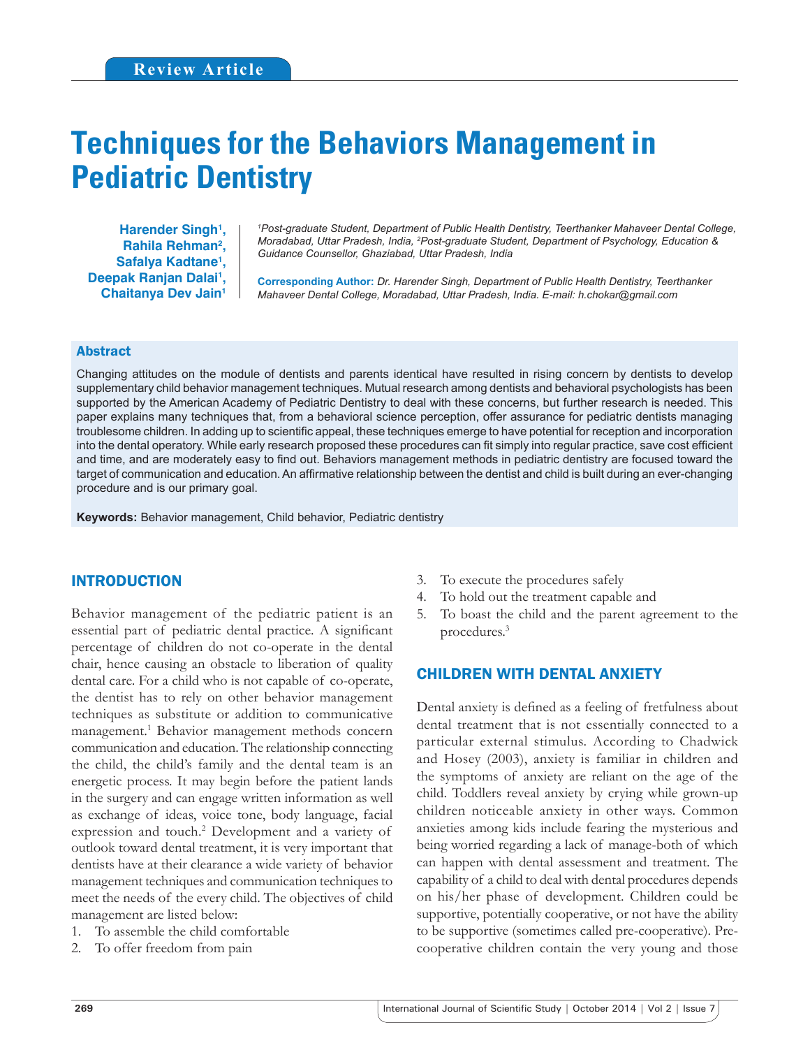Review Article

# Techniques for the Behaviors Management in Pediatric Dentistry

**Harender Singh[1], Rahila Rehman[2], Safalya Kadtane[1], Deepak Ranjan Dalai[1], Chaitanya Dev Jain[1]**

*[1]Post-graduate Student, Department of Public Health Dentistry, Teerthanker Mahaveer Dental College, Moradabad, Uttar Pradesh, India, [2]Post-graduate Student, Department of Psychology, Education & Guidance Counsellor, Ghaziabad, Uttar Pradesh, India*

**Corresponding Author:** *Dr. Harender Singh, Department of Public Health Dentistry, Teerthanker Mahaveer Dental College, Moradabad, Uttar Pradesh, India. E-mail: h.chokar@gmail.com*

## Abstract

Changing attitudes on the module of dentists and parents identical have resulted in rising concern by dentists to develop supplementary child behavior management techniques. Mutual research among dentists and behavioral psychologists has been supported by the American Academy of Pediatric Dentistry to deal with these concerns, but further research is needed. This paper explains many techniques that, from a behavioral science perception, offer assurance for pediatric dentists managing troublesome children. In adding up to scientific appeal, these techniques emerge to have potential for reception and incorporation into the dental operatory. While early research proposed these procedures can fit simply into regular practice, save cost efficient and time, and are moderately easy to find out. Behaviors management methods in pediatric dentistry are focused toward the target of communication and education. An affirmative relationship between the dentist and child is built during an ever-changing procedure and is our primary goal.

**Keywords:** Behavior management, Child behavior, Pediatric dentistry

## INTRODUCTION

Behavior management of the pediatric patient is an essential part of pediatric dental practice. A significant percentage of children do not co-operate in the dental chair, hence causing an obstacle to liberation of quality dental care. For a child who is not capable of co-operate, the dentist has to rely on other behavior management techniques as substitute or addition to communicative management.[1] Behavior management methods concern communication and education. The relationship connecting the child, the child's family and the dental team is an energetic process. It may begin before the patient lands in the surgery and can engage written information as well as exchange of ideas, voice tone, body language, facial expression and touch.[2] Development and a variety of outlook toward dental treatment, it is very important that dentists have at their clearance a wide variety of behavior management techniques and communication techniques to meet the needs of the every child. The objectives of child management are listed below:

1. To assemble the child comfortable
2. To offer freedom from pain
3. To execute the procedures safely
4. To hold out the treatment capable and
5. To boast the child and the parent agreement to the procedures.[3]

## CHILDREN WITH DENTAL ANXIETY

Dental anxiety is defined as a feeling of fretfulness about dental treatment that is not essentially connected to a particular external stimulus. According to Chadwick and Hosey (2003), anxiety is familiar in children and the symptoms of anxiety are reliant on the age of the child. Toddlers reveal anxiety by crying while grown-up children noticeable anxiety in other ways. Common anxieties among kids include fearing the mysterious and being worried regarding a lack of manage-both of which can happen with dental assessment and treatment. The capability of a child to deal with dental procedures depends on his/her phase of development. Children could be supportive, potentially cooperative, or not have the ability to be supportive (sometimes called pre-cooperative). Pre-cooperative children contain the very young and those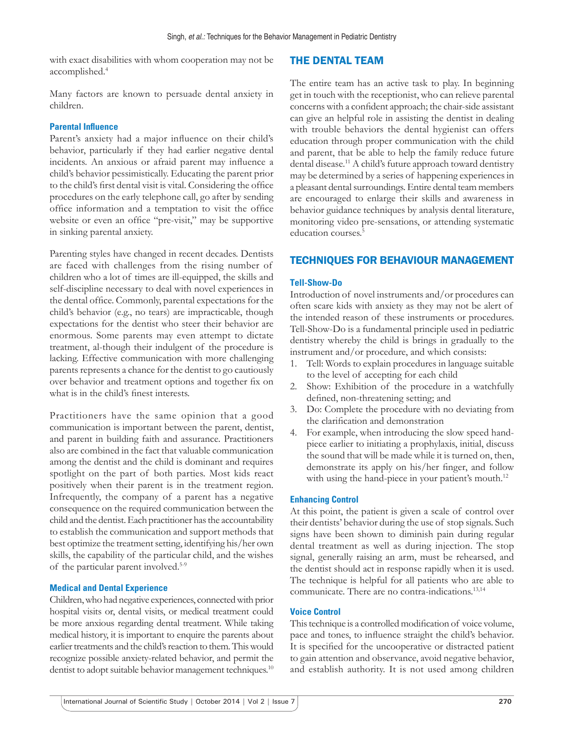with exact disabilities with whom cooperation may not be accomplished.[4]

Many factors are known to persuade dental anxiety in children.

### Parental Influence

Parent's anxiety had a major influence on their child's behavior, particularly if they had earlier negative dental incidents. An anxious or afraid parent may influence a child's behavior pessimistically. Educating the parent prior to the child's first dental visit is vital. Considering the office procedures on the early telephone call, go after by sending office information and a temptation to visit the office website or even an office "pre-visit," may be supportive in sinking parental anxiety.

Parenting styles have changed in recent decades. Dentists are faced with challenges from the rising number of children who a lot of times are ill-equipped, the skills and self-discipline necessary to deal with novel experiences in the dental office. Commonly, parental expectations for the child's behavior (e.g., no tears) are impracticable, though expectations for the dentist who steer their behavior are enormous. Some parents may even attempt to dictate treatment, al-though their indulgent of the procedure is lacking. Effective communication with more challenging parents represents a chance for the dentist to go cautiously over behavior and treatment options and together fix on what is in the child's finest interests.

Practitioners have the same opinion that a good communication is important between the parent, dentist, and parent in building faith and assurance. Practitioners also are combined in the fact that valuable communication among the dentist and the child is dominant and requires spotlight on the part of both parties. Most kids react positively when their parent is in the treatment region. Infrequently, the company of a parent has a negative consequence on the required communication between the child and the dentist. Each practitioner has the accountability to establish the communication and support methods that best optimize the treatment setting, identifying his/her own skills, the capability of the particular child, and the wishes of the particular parent involved.[5-9]

### Medical and Dental Experience

Children, who had negative experiences, connected with prior hospital visits or, dental visits, or medical treatment could be more anxious regarding dental treatment. While taking medical history, it is important to enquire the parents about earlier treatments and the child's reaction to them. This would recognize possible anxiety-related behavior, and permit the dentist to adopt suitable behavior management techniques.[10]

## THE DENTAL TEAM

The entire team has an active task to play. In beginning get in touch with the receptionist, who can relieve parental concerns with a confident approach; the chair-side assistant can give an helpful role in assisting the dentist in dealing with trouble behaviors the dental hygienist can offers education through proper communication with the child and parent, that be able to help the family reduce future dental disease.[11] A child's future approach toward dentistry may be determined by a series of happening experiences in a pleasant dental surroundings. Entire dental team members are encouraged to enlarge their skills and awareness in behavior guidance techniques by analysis dental literature, monitoring video pre-sensations, or attending systematic education courses.[5]

## TECHNIQUES FOR BEHAVIOUR MANAGEMENT

### Tell-Show-Do

Introduction of novel instruments and/or procedures can often scare kids with anxiety as they may not be alert of the intended reason of these instruments or procedures. Tell-Show-Do is a fundamental principle used in pediatric dentistry whereby the child is brings in gradually to the instrument and/or procedure, and which consists:

1. Tell: Words to explain procedures in language suitable to the level of accepting for each child
2. Show: Exhibition of the procedure in a watchfully defined, non-threatening setting; and
3. Do: Complete the procedure with no deviating from the clarification and demonstration
4. For example, when introducing the slow speed hand-piece earlier to initiating a prophylaxis, initial, discuss the sound that will be made while it is turned on, then, demonstrate its apply on his/her finger, and follow with using the hand-piece in your patient's mouth.[12]

### Enhancing Control

At this point, the patient is given a scale of control over their dentists' behavior during the use of stop signals. Such signs have been shown to diminish pain during regular dental treatment as well as during injection. The stop signal, generally raising an arm, must be rehearsed, and the dentist should act in response rapidly when it is used. The technique is helpful for all patients who are able to communicate. There are no contra-indications.[13,14]

### Voice Control

This technique is a controlled modification of voice volume, pace and tones, to influence straight the child's behavior. It is specified for the uncooperative or distracted patient to gain attention and observance, avoid negative behavior, and establish authority. It is not used among children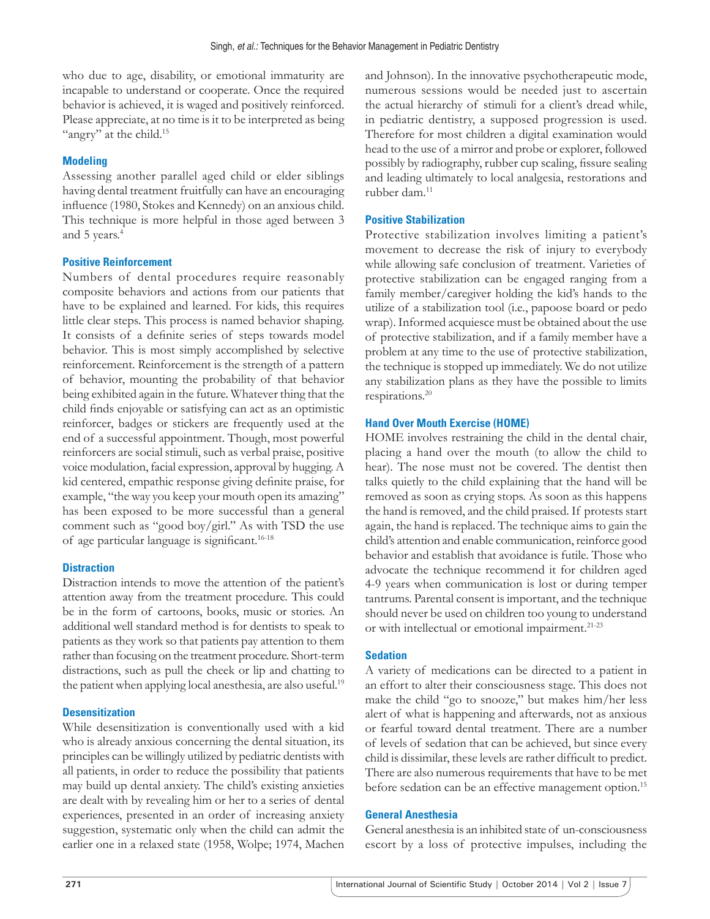who due to age, disability, or emotional immaturity are incapable to understand or cooperate. Once the required behavior is achieved, it is waged and positively reinforced. Please appreciate, at no time is it to be interpreted as being "angry" at the child.[15]

### Modeling

Assessing another parallel aged child or elder siblings having dental treatment fruitfully can have an encouraging influence (1980, Stokes and Kennedy) on an anxious child. This technique is more helpful in those aged between 3 and 5 years.[4]

### Positive Reinforcement

Numbers of dental procedures require reasonably composite behaviors and actions from our patients that have to be explained and learned. For kids, this requires little clear steps. This process is named behavior shaping. It consists of a definite series of steps towards model behavior. This is most simply accomplished by selective reinforcement. Reinforcement is the strength of a pattern of behavior, mounting the probability of that behavior being exhibited again in the future. Whatever thing that the child finds enjoyable or satisfying can act as an optimistic reinforcer, badges or stickers are frequently used at the end of a successful appointment. Though, most powerful reinforcers are social stimuli, such as verbal praise, positive voice modulation, facial expression, approval by hugging. A kid centered, empathic response giving definite praise, for example, "the way you keep your mouth open its amazing" has been exposed to be more successful than a general comment such as "good boy/girl." As with TSD the use of age particular language is significant.[16-18]

### Distraction

Distraction intends to move the attention of the patient's attention away from the treatment procedure. This could be in the form of cartoons, books, music or stories. An additional well standard method is for dentists to speak to patients as they work so that patients pay attention to them rather than focusing on the treatment procedure. Short-term distractions, such as pull the cheek or lip and chatting to the patient when applying local anesthesia, are also useful.[19]

### Desensitization

While desensitization is conventionally used with a kid who is already anxious concerning the dental situation, its principles can be willingly utilized by pediatric dentists with all patients, in order to reduce the possibility that patients may build up dental anxiety. The child's existing anxieties are dealt with by revealing him or her to a series of dental experiences, presented in an order of increasing anxiety suggestion, systematic only when the child can admit the earlier one in a relaxed state (1958, Wolpe; 1974, Machen and Johnson). In the innovative psychotherapeutic mode, numerous sessions would be needed just to ascertain the actual hierarchy of stimuli for a client's dread while, in pediatric dentistry, a supposed progression is used. Therefore for most children a digital examination would head to the use of a mirror and probe or explorer, followed possibly by radiography, rubber cup scaling, fissure sealing and leading ultimately to local analgesia, restorations and rubber dam.[11]

### Positive Stabilization

Protective stabilization involves limiting a patient's movement to decrease the risk of injury to everybody while allowing safe conclusion of treatment. Varieties of protective stabilization can be engaged ranging from a family member/caregiver holding the kid's hands to the utilize of a stabilization tool (i.e., papoose board or pedo wrap). Informed acquiesce must be obtained about the use of protective stabilization, and if a family member have a problem at any time to the use of protective stabilization, the technique is stopped up immediately. We do not utilize any stabilization plans as they have the possible to limits respirations.[20]

### Hand Over Mouth Exercise (HOME)

HOME involves restraining the child in the dental chair, placing a hand over the mouth (to allow the child to hear). The nose must not be covered. The dentist then talks quietly to the child explaining that the hand will be removed as soon as crying stops. As soon as this happens the hand is removed, and the child praised. If protests start again, the hand is replaced. The technique aims to gain the child's attention and enable communication, reinforce good behavior and establish that avoidance is futile. Those who advocate the technique recommend it for children aged 4-9 years when communication is lost or during temper tantrums. Parental consent is important, and the technique should never be used on children too young to understand or with intellectual or emotional impairment.[21-23]

### Sedation

A variety of medications can be directed to a patient in an effort to alter their consciousness stage. This does not make the child "go to snooze," but makes him/her less alert of what is happening and afterwards, not as anxious or fearful toward dental treatment. There are a number of levels of sedation that can be achieved, but since every child is dissimilar, these levels are rather difficult to predict. There are also numerous requirements that have to be met before sedation can be an effective management option.[15]

### General Anesthesia

General anesthesia is an inhibited state of un-consciousness escort by a loss of protective impulses, including the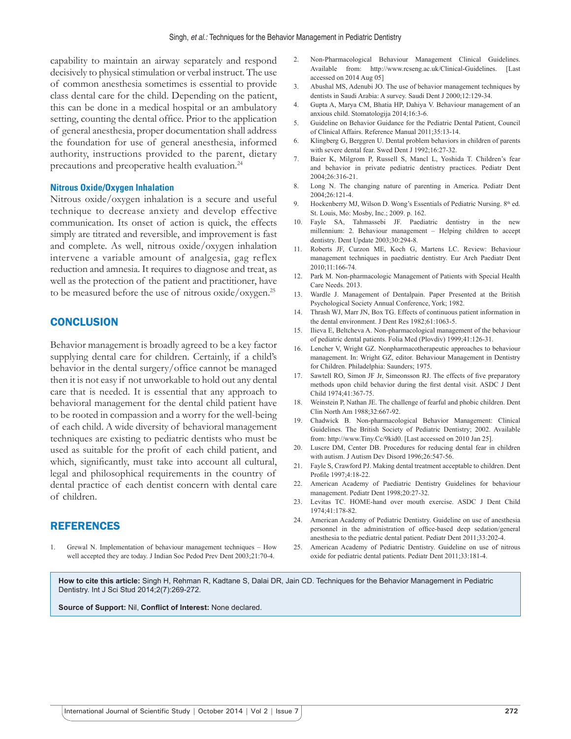capability to maintain an airway separately and respond decisively to physical stimulation or verbal instruct. The use of common anesthesia sometimes is essential to provide class dental care for the child. Depending on the patient, this can be done in a medical hospital or an ambulatory setting, counting the dental office. Prior to the application of general anesthesia, proper documentation shall address the foundation for use of general anesthesia, informed authority, instructions provided to the parent, dietary precautions and preoperative health evaluation.[24]

### Nitrous Oxide/Oxygen Inhalation

Nitrous oxide/oxygen inhalation is a secure and useful technique to decrease anxiety and develop effective communication. Its onset of action is quick, the effects simply are titrated and reversible, and improvement is fast and complete. As well, nitrous oxide/oxygen inhalation intervene a variable amount of analgesia, gag reflex reduction and amnesia. It requires to diagnose and treat, as well as the protection of the patient and practitioner, have to be measured before the use of nitrous oxide/oxygen.[25]

## CONCLUSION

Behavior management is broadly agreed to be a key factor supplying dental care for children. Certainly, if a child's behavior in the dental surgery/office cannot be managed then it is not easy if not unworkable to hold out any dental care that is needed. It is essential that any approach to behavioral management for the dental child patient have to be rooted in compassion and a worry for the well-being of each child. A wide diversity of behavioral management techniques are existing to pediatric dentists who must be used as suitable for the profit of each child patient, and which, significantly, must take into account all cultural, legal and philosophical requirements in the country of dental practice of each dentist concern with dental care of children.

## REFERENCES

1. Grewal N. Implementation of behaviour management techniques – How well accepted they are today. J Indian Soc Pedod Prev Dent 2003;21:70-4.
2. Non-Pharmacological Behaviour Management Clinical Guidelines. Available from: http://www.rcseng.ac.uk/Clinical-Guidelines. [Last accessed on 2014 Aug 05]
3. Abushal MS, Adenubi JO. The use of behavior management techniques by dentists in Saudi Arabia: A survey. Saudi Dent J 2000;12:129-34.
4. Gupta A, Marya CM, Bhatia HP, Dahiya V. Behaviour management of an anxious child. Stomatologija 2014;16:3-6.
5. Guideline on Behavior Guidance for the Pediatric Dental Patient, Council of Clinical Affairs. Reference Manual 2011;35:13-14.
6. Klingberg G, Berggren U. Dental problem behaviors in children of parents with severe dental fear. Swed Dent J 1992;16:27-32.
7. Baier K, Milgrom P, Russell S, Mancl L, Yoshida T. Children's fear and behavior in private pediatric dentistry practices. Pediatr Dent 2004;26:316-21.
8. Long N. The changing nature of parenting in America. Pediatr Dent 2004;26:121-4.
9. Hockenberry MJ, Wilson D. Wong's Essentials of Pediatric Nursing. 8th ed. St. Louis, Mo: Mosby, Inc.; 2009. p. 162.
10. Fayle SA, Tahmassebi JF. Paediatric dentistry in the new millennium: 2. Behaviour management – Helping children to accept dentistry. Dent Update 2003;30:294-8.
11. Roberts JF, Curzon ME, Koch G, Martens LC. Review: Behaviour management techniques in paediatric dentistry. Eur Arch Paediatr Dent 2010;11:166-74.
12. Park M. Non-pharmacologic Management of Patients with Special Health Care Needs. 2013.
13. Wardle J. Management of Dentalpain. Paper Presented at the British Psychological Society Annual Conference, York; 1982.
14. Thrash WJ, Marr JN, Box TG. Effects of continuous patient information in the dental environment. J Dent Res 1982;61:1063-5.
15. Ilieva E, Beltcheva A. Non-pharmacological management of the behaviour of pediatric dental patients. Folia Med (Plovdiv) 1999;41:126-31.
16. Lencher V, Wright GZ. Nonpharmacotherapeutic approaches to behaviour management. In: Wright GZ, editor. Behaviour Management in Dentistry for Children. Philadelphia: Saunders; 1975.
17. Sawtell RO, Simon JF Jr, Simeonsson RJ. The effects of five preparatory methods upon child behavior during the first dental visit. ASDC J Dent Child 1974;41:367-75.
18. Weinstein P, Nathan JE. The challenge of fearful and phobic children. Dent Clin North Am 1988;32:667-92.
19. Chadwick B. Non-pharmacological Behavior Management: Clinical Guidelines. The British Society of Pediatric Dentistry; 2002. Available from: http://www.Tiny.Cc/9kid0. [Last accessed on 2010 Jan 25].
20. Luscre DM, Center DB. Procedures for reducing dental fear in children with autism. J Autism Dev Disord 1996;26:547-56.
21. Fayle S, Crawford PJ. Making dental treatment acceptable to children. Dent Profile 1997;4:18-22.
22. American Academy of Paediatric Dentistry Guidelines for behaviour management. Pediatr Dent 1998;20:27-32.
23. Levitas TC. HOME-hand over mouth exercise. ASDC J Dent Child 1974;41:178-82.
24. American Academy of Pediatric Dentistry. Guideline on use of anesthesia personnel in the administration of office-based deep sedation/general anesthesia to the pediatric dental patient. Pediatr Dent 2011;33:202-4.
25. American Academy of Pediatric Dentistry. Guideline on use of nitrous oxide for pediatric dental patients. Pediatr Dent 2011;33:181-4.

**How to cite this article:** Singh H, Rehman R, Kadtane S, Dalai DR, Jain CD. Techniques for the Behavior Management in Pediatric Dentistry. Int J Sci Stud 2014;2(7):269-272.

**Source of Support:** Nil, **Conflict of Interest:** None declared.